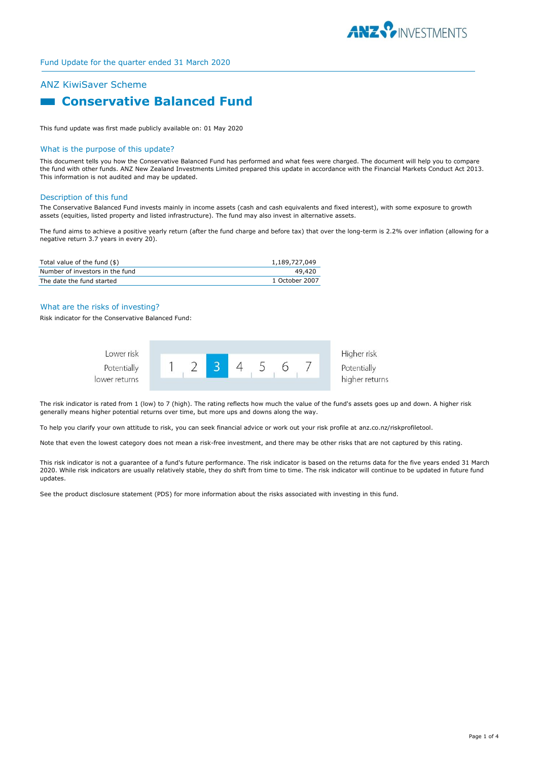Fund Update for the quarter ended 31 March 2020

## ANZ KiwiSaver Scheme

# Conservative Balanced Fund

This fund update was first made publicly available on: 01 May 2020

## What is the purpose of this update?

This document tells you how the Conservative Balanced Fund has performed and what fees were charged. The document will help you to compare the fund with other funds. ANZ New Zealand Investments Limited prepared this update in accordance with the Financial Markets Conduct Act 2013. This information is not audited and may be updated.

## Description of this fund

The Conservative Balanced Fund invests mainly in income assets (cash and cash equivalents and fixed interest), with some exposure to growth assets (equities, listed property and listed infrastructure). The fund may also invest in alternative assets.

The fund aims to achieve a positive yearly return (after the fund charge and before tax) that over the long-term is 2.2% over inflation (allowing for a negative return 3.7 years in every 20).

| | |
|---|---|
| Total value of the fund ($) | 1,189,727,049 |
| Number of investors in the fund | 49,420 |
| The date the fund started | 1 October 2007 |

## What are the risks of investing?

Risk indicator for the Conservative Balanced Fund:

| Lower risk<br>Potentially lower returns | 1 | 2 | **3** | 4 | 5 | 6 | 7 | Higher risk<br>Potentially higher returns |
|---|---|---|---|---|---|---|---|---|

The risk indicator is rated from 1 (low) to 7 (high). The rating reflects how much the value of the fund's assets goes up and down. A higher risk generally means higher potential returns over time, but more ups and downs along the way.

To help you clarify your own attitude to risk, you can seek financial advice or work out your risk profile at anz.co.nz/riskprofiletool.

Note that even the lowest category does not mean a risk-free investment, and there may be other risks that are not captured by this rating.

This risk indicator is not a guarantee of a fund's future performance. The risk indicator is based on the returns data for the five years ended 31 March 2020. While risk indicators are usually relatively stable, they do shift from time to time. The risk indicator will continue to be updated in future fund updates.

See the product disclosure statement (PDS) for more information about the risks associated with investing in this fund.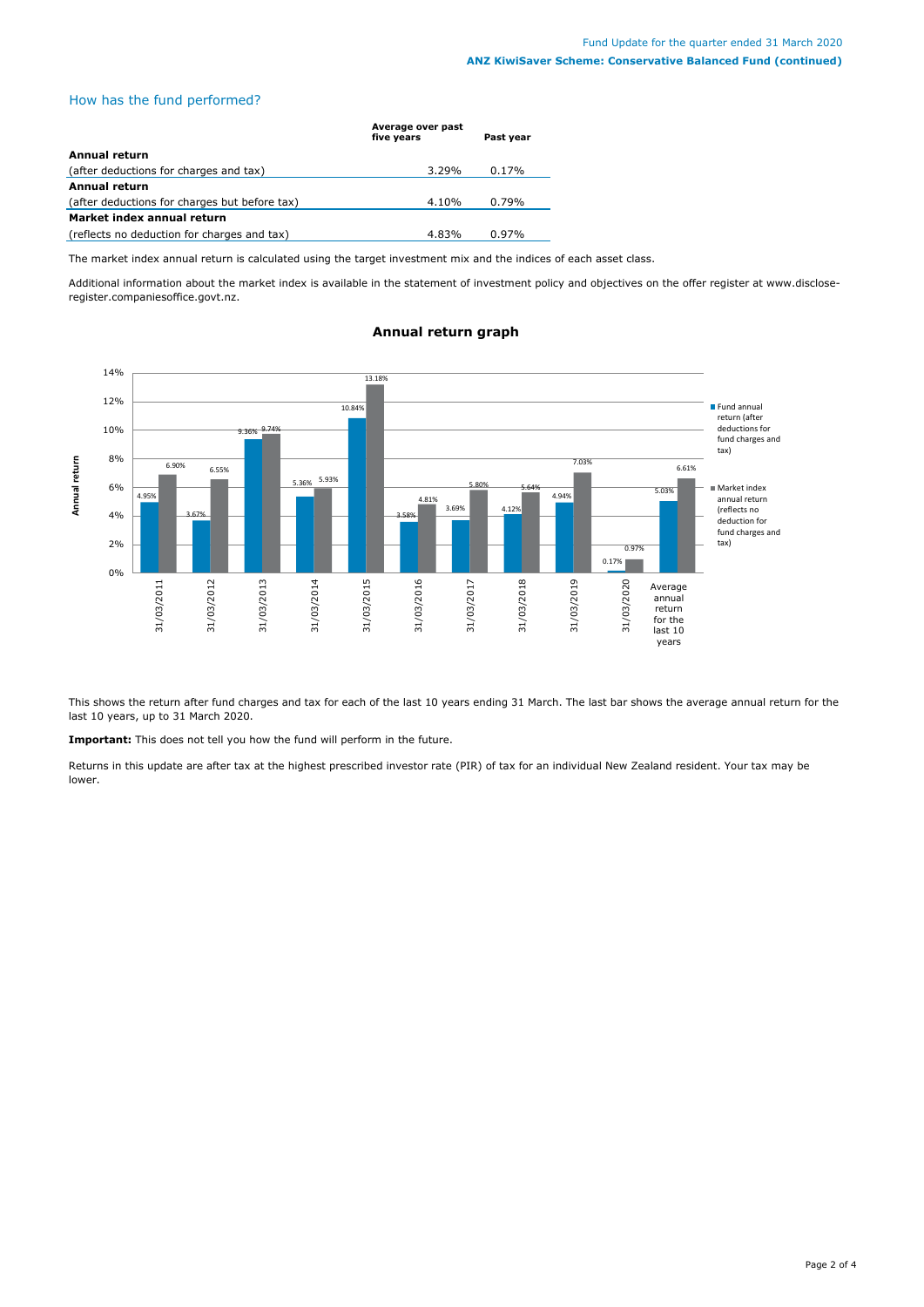## How has the fund performed?

| | Average over past five years | Past year |
|---|---|---|
| **Annual return** | | |
| (after deductions for charges and tax) | 3.29% | 0.17% |
| **Annual return** | | |
| (after deductions for charges but before tax) | 4.10% | 0.79% |
| **Market index annual return** | | |
| (reflects no deduction for charges and tax) | 4.83% | 0.97% |

The market index annual return is calculated using the target investment mix and the indices of each asset class.

Additional information about the market index is available in the statement of investment policy and objectives on the offer register at www.disclose-register.companiesoffice.govt.nz.

### Annual return graph

| Year | Fund annual return (after deductions for fund charges and tax) | Market index annual return (reflects no deduction for fund charges and tax) |
|---|---|---|
| 31/03/2011 | 4.95% | 6.90% |
| 31/03/2012 | 3.67% | 6.55% |
| 31/03/2013 | 9.36% | 9.74% |
| 31/03/2014 | 5.36% | 5.93% |
| 31/03/2015 | 10.84% | 13.18% |
| 31/03/2016 | 3.58% | 4.81% |
| 31/03/2017 | 3.69% | 5.80% |
| 31/03/2018 | 4.12% | 5.64% |
| 31/03/2019 | 4.94% | 7.03% |
| 31/03/2020 | 0.17% | 0.97% |
| Average annual return for the last 10 years | 5.03% | 6.61% |

This shows the return after fund charges and tax for each of the last 10 years ending 31 March. The last bar shows the average annual return for the last 10 years, up to 31 March 2020.

**Important:** This does not tell you how the fund will perform in the future.

Returns in this update are after tax at the highest prescribed investor rate (PIR) of tax for an individual New Zealand resident. Your tax may be lower.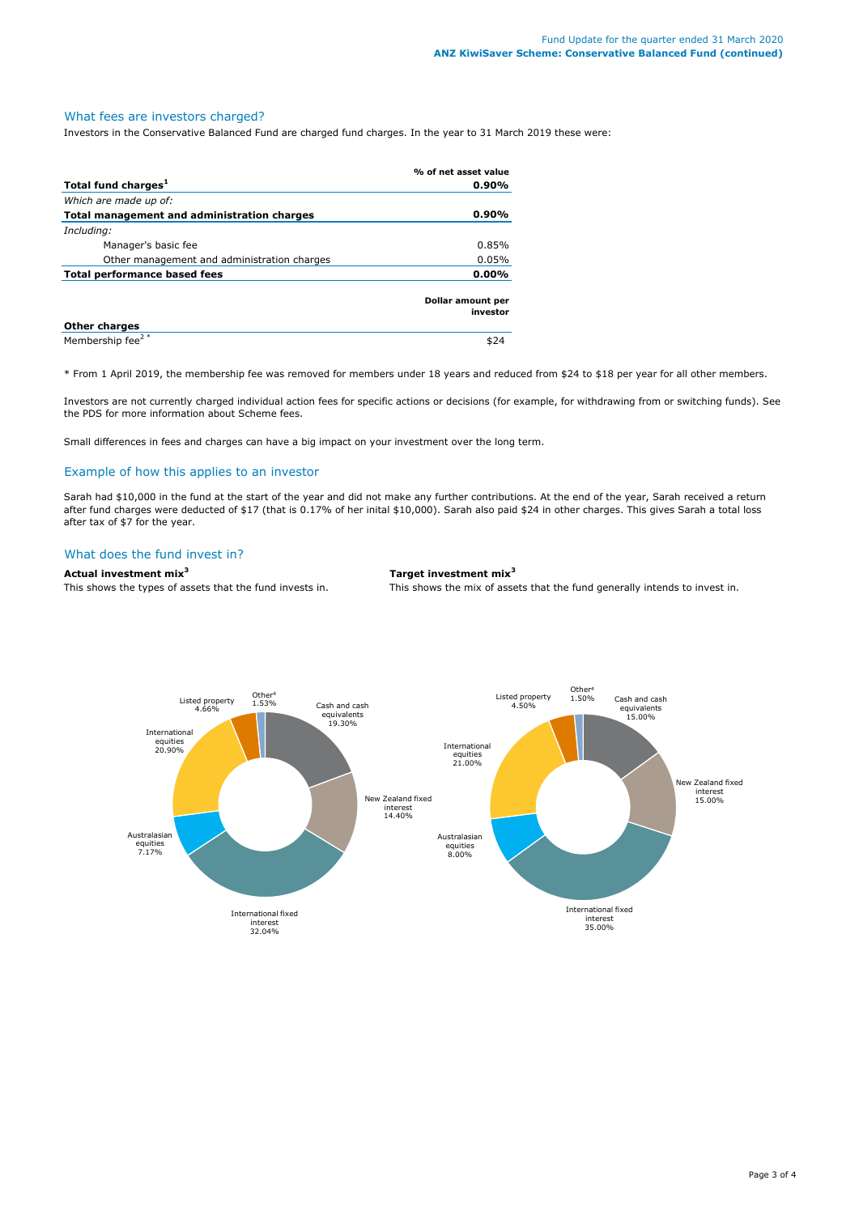## What fees are investors charged?

Investors in the Conservative Balanced Fund are charged fund charges. In the year to 31 March 2019 these were:

| | % of net asset value |
|---|---|
| **Total fund charges[1]** | **0.90%** |
| *Which are made up of:* | |
| **Total management and administration charges** | **0.90%** |
| *Including:* | |
| Manager's basic fee | 0.85% |
| Other management and administration charges | 0.05% |
| **Total performance based fees** | **0.00%** |

| | Dollar amount per investor |
|---|---|
| **Other charges** | |
| Membership fee[2 *] | $24 |

* From 1 April 2019, the membership fee was removed for members under 18 years and reduced from $24 to $18 per year for all other members.

Investors are not currently charged individual action fees for specific actions or decisions (for example, for withdrawing from or switching funds). See the PDS for more information about Scheme fees.

Small differences in fees and charges can have a big impact on your investment over the long term.

## Example of how this applies to an investor

Sarah had $10,000 in the fund at the start of the year and did not make any further contributions. At the end of the year, Sarah received a return after fund charges were deducted of $17 (that is 0.17% of her inital $10,000). Sarah also paid $24 in other charges. This gives Sarah a total loss after tax of $7 for the year.

## What does the fund invest in?

**Actual investment mix[3]**

This shows the types of assets that the fund invests in.

| Asset type | % |
|---|---|
| Cash and cash equivalents | 19.30% |
| New Zealand fixed interest | 14.40% |
| International fixed interest | 32.04% |
| Australasian equities | 7.17% |
| International equities | 20.90% |
| Listed property | 4.66% |
| Other[4] | 1.53% |

**Target investment mix[3]**

This shows the mix of assets that the fund generally intends to invest in.

| Asset type | % |
|---|---|
| Cash and cash equivalents | 15.00% |
| New Zealand fixed interest | 15.00% |
| International fixed interest | 35.00% |
| Australasian equities | 8.00% |
| International equities | 21.00% |
| Listed property | 4.50% |
| Other[4] | 1.50% |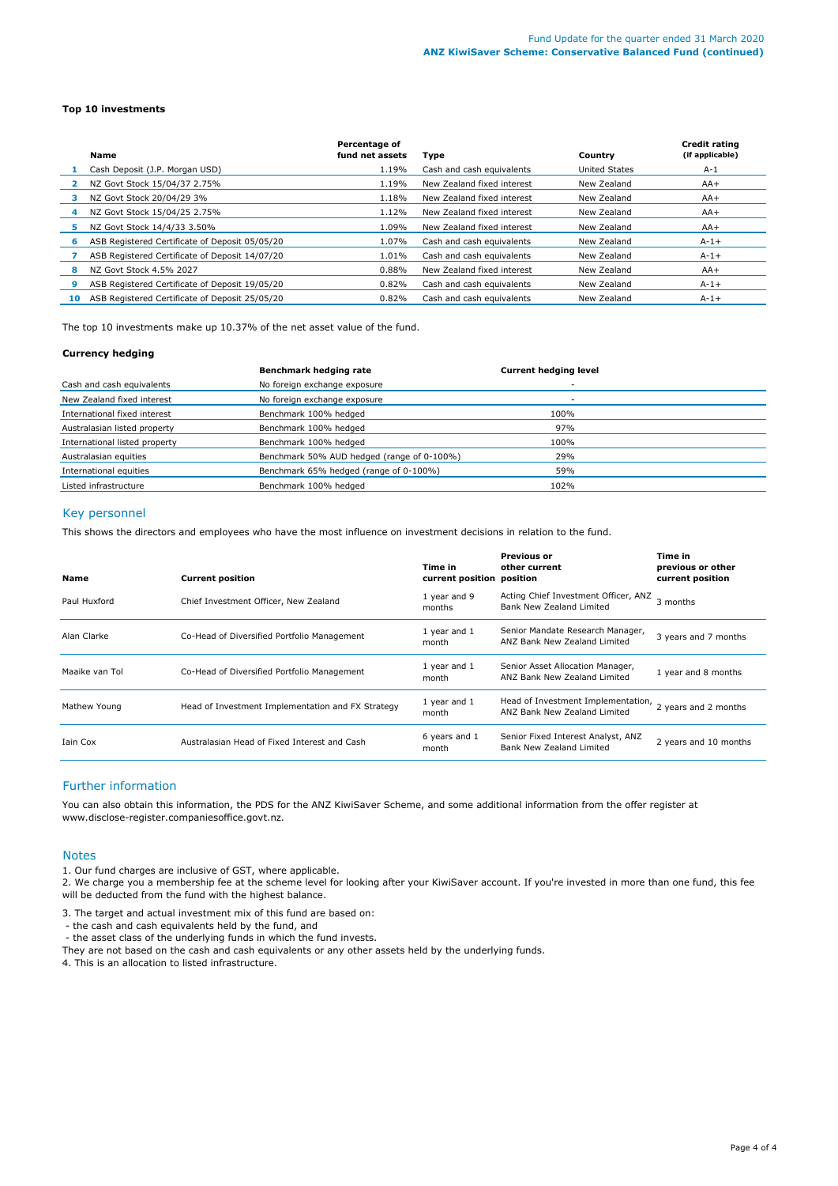### Top 10 investments

| | Name | Percentage of fund net assets | Type | Country | Credit rating (if applicable) |
|---|---|---|---|---|---|
| 1 | Cash Deposit (J.P. Morgan USD) | 1.19% | Cash and cash equivalents | United States | A-1 |
| 2 | NZ Govt Stock 15/04/37 2.75% | 1.19% | New Zealand fixed interest | New Zealand | AA+ |
| 3 | NZ Govt Stock 20/04/29 3% | 1.18% | New Zealand fixed interest | New Zealand | AA+ |
| 4 | NZ Govt Stock 15/04/25 2.75% | 1.12% | New Zealand fixed interest | New Zealand | AA+ |
| 5 | NZ Govt Stock 14/4/33 3.50% | 1.09% | New Zealand fixed interest | New Zealand | AA+ |
| 6 | ASB Registered Certificate of Deposit 05/05/20 | 1.07% | Cash and cash equivalents | New Zealand | A-1+ |
| 7 | ASB Registered Certificate of Deposit 14/07/20 | 1.01% | Cash and cash equivalents | New Zealand | A-1+ |
| 8 | NZ Govt Stock 4.5% 2027 | 0.88% | New Zealand fixed interest | New Zealand | AA+ |
| 9 | ASB Registered Certificate of Deposit 19/05/20 | 0.82% | Cash and cash equivalents | New Zealand | A-1+ |
| 10 | ASB Registered Certificate of Deposit 25/05/20 | 0.82% | Cash and cash equivalents | New Zealand | A-1+ |

The top 10 investments make up 10.37% of the net asset value of the fund.

### Currency hedging

| | Benchmark hedging rate | Current hedging level |
|---|---|---|
| Cash and cash equivalents | No foreign exchange exposure | - |
| New Zealand fixed interest | No foreign exchange exposure | - |
| International fixed interest | Benchmark 100% hedged | 100% |
| Australasian listed property | Benchmark 100% hedged | 97% |
| International listed property | Benchmark 100% hedged | 100% |
| Australasian equities | Benchmark 50% AUD hedged (range of 0-100%) | 29% |
| International equities | Benchmark 65% hedged (range of 0-100%) | 59% |
| Listed infrastructure | Benchmark 100% hedged | 102% |

## Key personnel

This shows the directors and employees who have the most influence on investment decisions in relation to the fund.

| Name | Current position | Time in current position | Previous or other current position | Time in previous or other current position |
|---|---|---|---|---|
| Paul Huxford | Chief Investment Officer, New Zealand | 1 year and 9 months | Acting Chief Investment Officer, ANZ Bank New Zealand Limited | 3 months |
| Alan Clarke | Co-Head of Diversified Portfolio Management | 1 year and 1 month | Senior Mandate Research Manager, ANZ Bank New Zealand Limited | 3 years and 7 months |
| Maaike van Tol | Co-Head of Diversified Portfolio Management | 1 year and 1 month | Senior Asset Allocation Manager, ANZ Bank New Zealand Limited | 1 year and 8 months |
| Mathew Young | Head of Investment Implementation and FX Strategy | 1 year and 1 month | Head of Investment Implementation, ANZ Bank New Zealand Limited | 2 years and 2 months |
| Iain Cox | Australasian Head of Fixed Interest and Cash | 6 years and 1 month | Senior Fixed Interest Analyst, ANZ Bank New Zealand Limited | 2 years and 10 months |

## Further information

You can also obtain this information, the PDS for the ANZ KiwiSaver Scheme, and some additional information from the offer register at www.disclose-register.companiesoffice.govt.nz.

## Notes

1. Our fund charges are inclusive of GST, where applicable.
2. We charge you a membership fee at the scheme level for looking after your KiwiSaver account. If you're invested in more than one fund, this fee will be deducted from the fund with the highest balance.
3. The target and actual investment mix of this fund are based on:
 - the cash and cash equivalents held by the fund, and
 - the asset class of the underlying funds in which the fund invests.

They are not based on the cash and cash equivalents or any other assets held by the underlying funds.

4. This is an allocation to listed infrastructure.